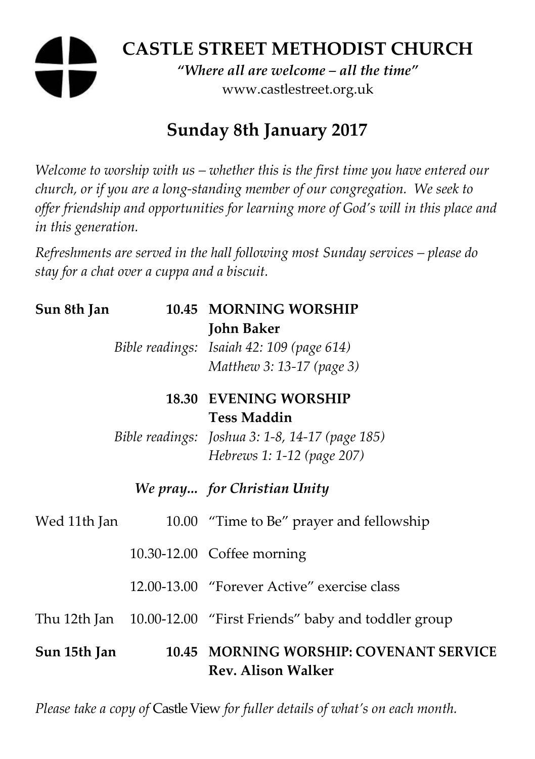# CASTLE STREET METHODIST CHURCH

*"Where all are welcome – all the time"*

www.castlestreet.org.uk

## Sunday 8th January 2017

*Welcome to worship with us – whether this is the first time you have entered our church, or if you are a long-standing member of our congregation. We seek to offer friendship and opportunities for learning more of God's will in this place and in this generation.*

*Refreshments are served in the hall following most Sunday services – please do stay for a chat over a cuppa and a biscuit.*

| | | |
|---|---|---|
| **Sun 8th Jan** | **10.45** | **MORNING WORSHIP** |
| | | **John Baker** |
| | *Bible readings:* | *Isaiah 42: 109 (page 614)* |
| | | *Matthew 3: 13-17 (page 3)* |
| | **18.30** | **EVENING WORSHIP** |
| | | **Tess Maddin** |
| | *Bible readings:* | *Joshua 3: 1-8, 14-17 (page 185)* |
| | | *Hebrews 1: 1-12 (page 207)* |
| | ***We pray...*** | ***for Christian Unity*** |
| Wed 11th Jan | 10.00 | "Time to Be" prayer and fellowship |
| | 10.30-12.00 | Coffee morning |
| | 12.00-13.00 | "Forever Active" exercise class |
| Thu 12th Jan | 10.00-12.00 | "First Friends" baby and toddler group |
| **Sun 15th Jan** | **10.45** | **MORNING WORSHIP: COVENANT SERVICE** |
| | | **Rev. Alison Walker** |

*Please take a copy of* Castle View *for fuller details of what's on each month.*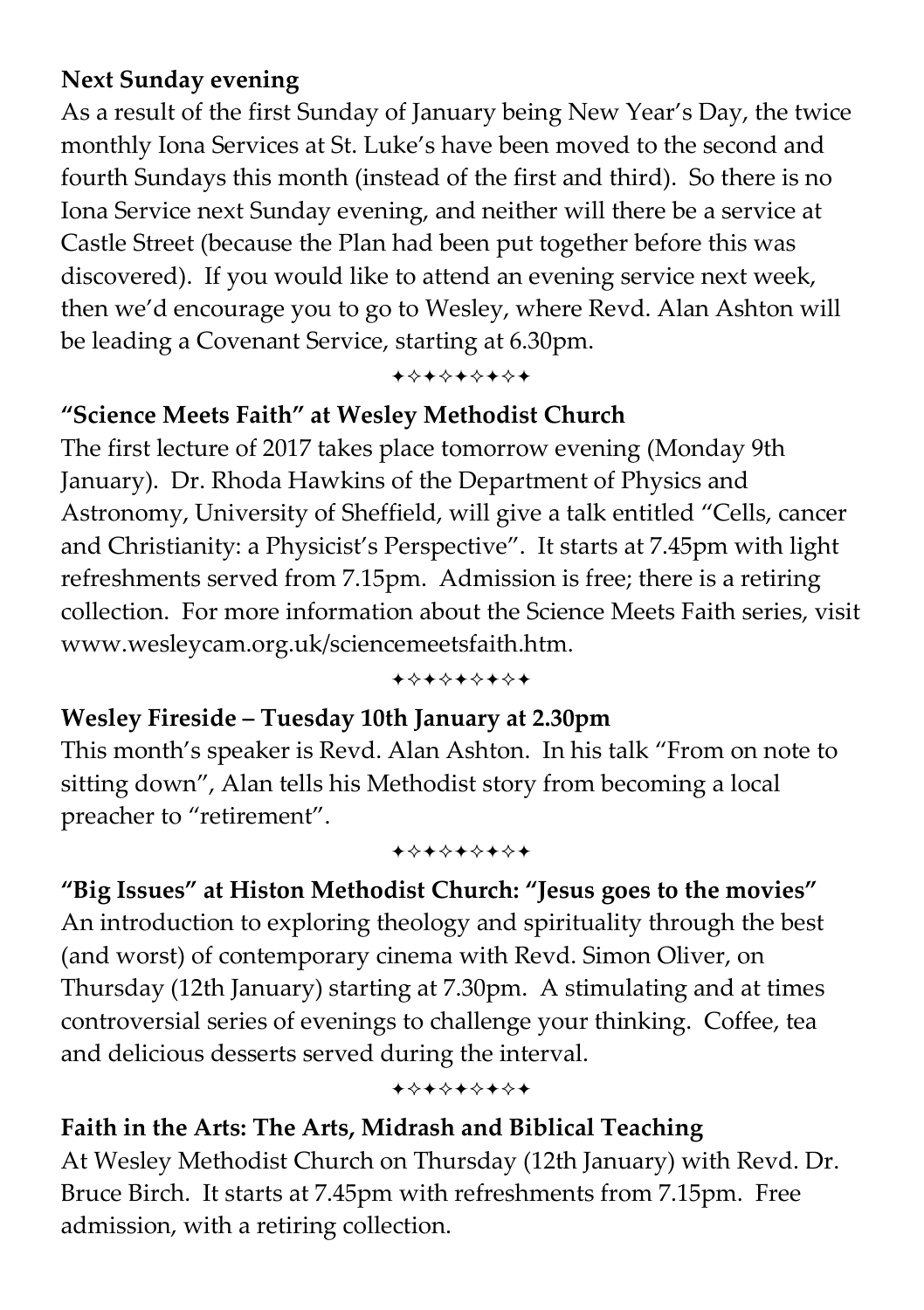**Next Sunday evening**

As a result of the first Sunday of January being New Year's Day, the twice monthly Iona Services at St. Luke's have been moved to the second and fourth Sundays this month (instead of the first and third). So there is no Iona Service next Sunday evening, and neither will there be a service at Castle Street (because the Plan had been put together before this was discovered). If you would like to attend an evening service next week, then we'd encourage you to go to Wesley, where Revd. Alan Ashton will be leading a Covenant Service, starting at 6.30pm.

✦✧✦✧✦✧✦✧✦

**"Science Meets Faith" at Wesley Methodist Church**

The first lecture of 2017 takes place tomorrow evening (Monday 9th January). Dr. Rhoda Hawkins of the Department of Physics and Astronomy, University of Sheffield, will give a talk entitled "Cells, cancer and Christianity: a Physicist's Perspective". It starts at 7.45pm with light refreshments served from 7.15pm. Admission is free; there is a retiring collection. For more information about the Science Meets Faith series, visit www.wesleycam.org.uk/sciencemeetsfaith.htm.

✦✧✦✧✦✧✦✧✦

**Wesley Fireside – Tuesday 10th January at 2.30pm**

This month's speaker is Revd. Alan Ashton. In his talk "From on note to sitting down", Alan tells his Methodist story from becoming a local preacher to "retirement".

✦✧✦✧✦✧✦✧✦

**"Big Issues" at Histon Methodist Church: "Jesus goes to the movies"**

An introduction to exploring theology and spirituality through the best (and worst) of contemporary cinema with Revd. Simon Oliver, on Thursday (12th January) starting at 7.30pm. A stimulating and at times controversial series of evenings to challenge your thinking. Coffee, tea and delicious desserts served during the interval.

✦✧✦✧✦✧✦✧✦

**Faith in the Arts: The Arts, Midrash and Biblical Teaching**

At Wesley Methodist Church on Thursday (12th January) with Revd. Dr. Bruce Birch. It starts at 7.45pm with refreshments from 7.15pm. Free admission, with a retiring collection.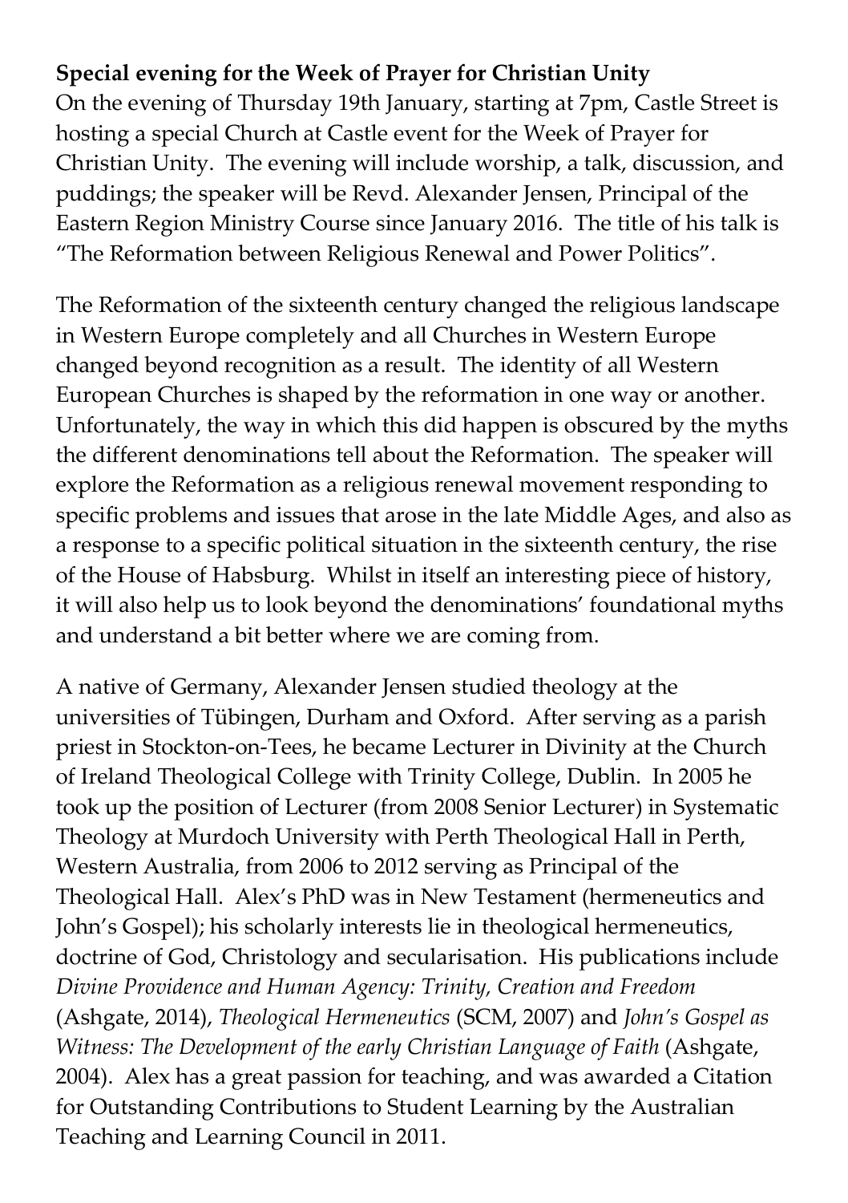**Special evening for the Week of Prayer for Christian Unity**
On the evening of Thursday 19th January, starting at 7pm, Castle Street is hosting a special Church at Castle event for the Week of Prayer for Christian Unity. The evening will include worship, a talk, discussion, and puddings; the speaker will be Revd. Alexander Jensen, Principal of the Eastern Region Ministry Course since January 2016. The title of his talk is "The Reformation between Religious Renewal and Power Politics".

The Reformation of the sixteenth century changed the religious landscape in Western Europe completely and all Churches in Western Europe changed beyond recognition as a result. The identity of all Western European Churches is shaped by the reformation in one way or another. Unfortunately, the way in which this did happen is obscured by the myths the different denominations tell about the Reformation. The speaker will explore the Reformation as a religious renewal movement responding to specific problems and issues that arose in the late Middle Ages, and also as a response to a specific political situation in the sixteenth century, the rise of the House of Habsburg. Whilst in itself an interesting piece of history, it will also help us to look beyond the denominations' foundational myths and understand a bit better where we are coming from.

A native of Germany, Alexander Jensen studied theology at the universities of Tübingen, Durham and Oxford. After serving as a parish priest in Stockton-on-Tees, he became Lecturer in Divinity at the Church of Ireland Theological College with Trinity College, Dublin. In 2005 he took up the position of Lecturer (from 2008 Senior Lecturer) in Systematic Theology at Murdoch University with Perth Theological Hall in Perth, Western Australia, from 2006 to 2012 serving as Principal of the Theological Hall. Alex's PhD was in New Testament (hermeneutics and John's Gospel); his scholarly interests lie in theological hermeneutics, doctrine of God, Christology and secularisation. His publications include *Divine Providence and Human Agency: Trinity, Creation and Freedom* (Ashgate, 2014), *Theological Hermeneutics* (SCM, 2007) and *John's Gospel as Witness: The Development of the early Christian Language of Faith* (Ashgate, 2004). Alex has a great passion for teaching, and was awarded a Citation for Outstanding Contributions to Student Learning by the Australian Teaching and Learning Council in 2011.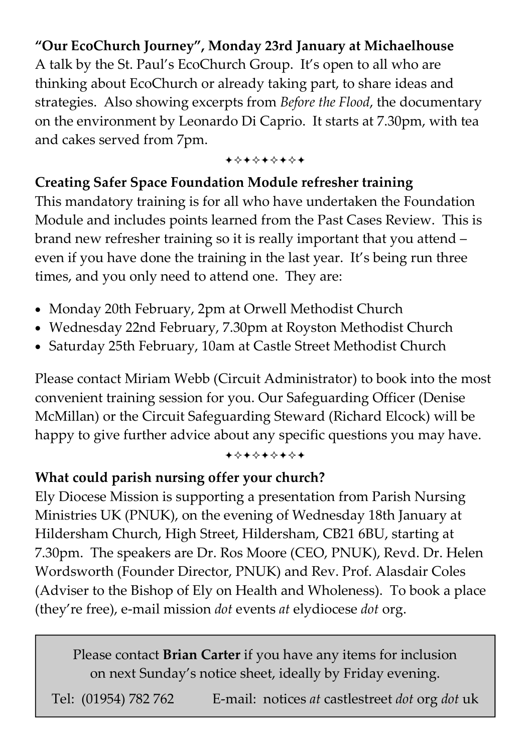**"Our EcoChurch Journey", Monday 23rd January at Michaelhouse**
A talk by the St. Paul's EcoChurch Group. It's open to all who are thinking about EcoChurch or already taking part, to share ideas and strategies. Also showing excerpts from *Before the Flood*, the documentary on the environment by Leonardo Di Caprio. It starts at 7.30pm, with tea and cakes served from 7pm.

✦✧✦✧✦✧✦✧✦

**Creating Safer Space Foundation Module refresher training**
This mandatory training is for all who have undertaken the Foundation Module and includes points learned from the Past Cases Review. This is brand new refresher training so it is really important that you attend – even if you have done the training in the last year. It's being run three times, and you only need to attend one. They are:

- Monday 20th February, 2pm at Orwell Methodist Church
- Wednesday 22nd February, 7.30pm at Royston Methodist Church
- Saturday 25th February, 10am at Castle Street Methodist Church

Please contact Miriam Webb (Circuit Administrator) to book into the most convenient training session for you. Our Safeguarding Officer (Denise McMillan) or the Circuit Safeguarding Steward (Richard Elcock) will be happy to give further advice about any specific questions you may have.

✦✧✦✧✦✧✦✧✦

**What could parish nursing offer your church?**
Ely Diocese Mission is supporting a presentation from Parish Nursing Ministries UK (PNUK), on the evening of Wednesday 18th January at Hildersham Church, High Street, Hildersham, CB21 6BU, starting at 7.30pm. The speakers are Dr. Ros Moore (CEO, PNUK), Revd. Dr. Helen Wordsworth (Founder Director, PNUK) and Rev. Prof. Alasdair Coles (Adviser to the Bishop of Ely on Health and Wholeness). To book a place (they're free), e-mail mission *dot* events *at* elydiocese *dot* org.

Please contact **Brian Carter** if you have any items for inclusion on next Sunday's notice sheet, ideally by Friday evening.

Tel: (01954) 782 762 E-mail: notices *at* castlestreet *dot* org *dot* uk